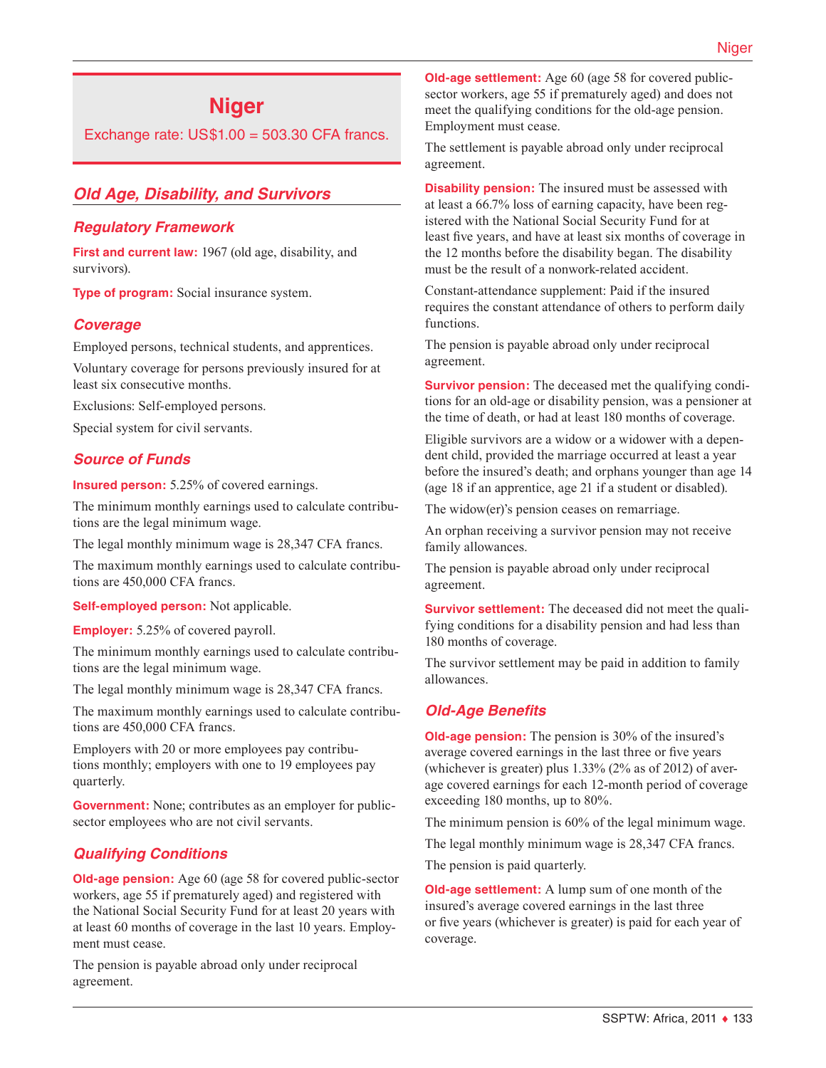# Niger

Exchange rate: US$1.00 = 503.30 CFA francs.

## Old Age, Disability, and Survivors

### Regulatory Framework

**First and current law:** 1967 (old age, disability, and survivors).

**Type of program:** Social insurance system.

### Coverage

Employed persons, technical students, and apprentices.

Voluntary coverage for persons previously insured for at least six consecutive months.

Exclusions: Self-employed persons.

Special system for civil servants.

### Source of Funds

**Insured person:** 5.25% of covered earnings.

The minimum monthly earnings used to calculate contributions are the legal minimum wage.

The legal monthly minimum wage is 28,347 CFA francs.

The maximum monthly earnings used to calculate contributions are 450,000 CFA francs.

**Self-employed person:** Not applicable.

**Employer:** 5.25% of covered payroll.

The minimum monthly earnings used to calculate contributions are the legal minimum wage.

The legal monthly minimum wage is 28,347 CFA francs.

The maximum monthly earnings used to calculate contributions are 450,000 CFA francs.

Employers with 20 or more employees pay contributions monthly; employers with one to 19 employees pay quarterly.

**Government:** None; contributes as an employer for public-sector employees who are not civil servants.

### Qualifying Conditions

**Old-age pension:** Age 60 (age 58 for covered public-sector workers, age 55 if prematurely aged) and registered with the National Social Security Fund for at least 20 years with at least 60 months of coverage in the last 10 years. Employment must cease.

The pension is payable abroad only under reciprocal agreement.

**Old-age settlement:** Age 60 (age 58 for covered public-sector workers, age 55 if prematurely aged) and does not meet the qualifying conditions for the old-age pension. Employment must cease.

The settlement is payable abroad only under reciprocal agreement.

**Disability pension:** The insured must be assessed with at least a 66.7% loss of earning capacity, have been registered with the National Social Security Fund for at least five years, and have at least six months of coverage in the 12 months before the disability began. The disability must be the result of a nonwork-related accident.

Constant-attendance supplement: Paid if the insured requires the constant attendance of others to perform daily functions.

The pension is payable abroad only under reciprocal agreement.

**Survivor pension:** The deceased met the qualifying conditions for an old-age or disability pension, was a pensioner at the time of death, or had at least 180 months of coverage.

Eligible survivors are a widow or a widower with a dependent child, provided the marriage occurred at least a year before the insured's death; and orphans younger than age 14 (age 18 if an apprentice, age 21 if a student or disabled).

The widow(er)'s pension ceases on remarriage.

An orphan receiving a survivor pension may not receive family allowances.

The pension is payable abroad only under reciprocal agreement.

**Survivor settlement:** The deceased did not meet the qualifying conditions for a disability pension and had less than 180 months of coverage.

The survivor settlement may be paid in addition to family allowances.

### Old-Age Benefits

**Old-age pension:** The pension is 30% of the insured's average covered earnings in the last three or five years (whichever is greater) plus 1.33% (2% as of 2012) of average covered earnings for each 12-month period of coverage exceeding 180 months, up to 80%.

The minimum pension is 60% of the legal minimum wage.

The legal monthly minimum wage is 28,347 CFA francs.

The pension is paid quarterly.

**Old-age settlement:** A lump sum of one month of the insured's average covered earnings in the last three or five years (whichever is greater) is paid for each year of coverage.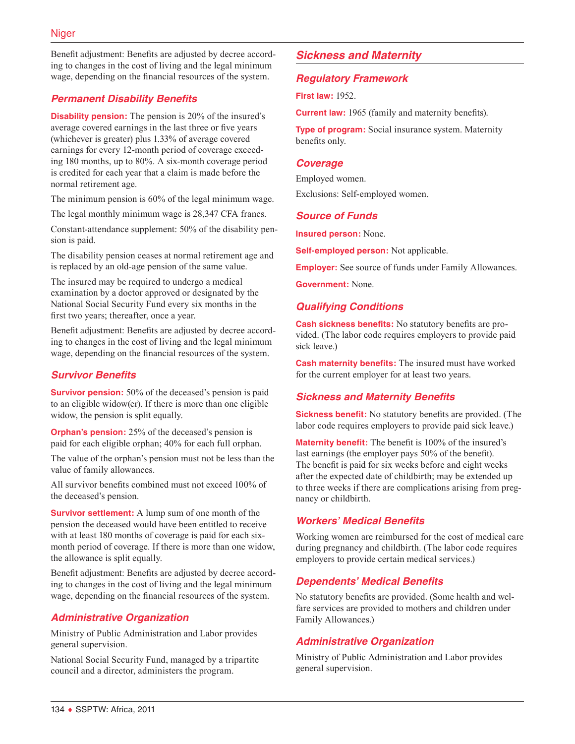Benefit adjustment: Benefits are adjusted by decree according to changes in the cost of living and the legal minimum wage, depending on the financial resources of the system.

### Permanent Disability Benefits

**Disability pension:** The pension is 20% of the insured's average covered earnings in the last three or five years (whichever is greater) plus 1.33% of average covered earnings for every 12-month period of coverage exceeding 180 months, up to 80%. A six-month coverage period is credited for each year that a claim is made before the normal retirement age.

The minimum pension is 60% of the legal minimum wage.

The legal monthly minimum wage is 28,347 CFA francs.

Constant-attendance supplement: 50% of the disability pension is paid.

The disability pension ceases at normal retirement age and is replaced by an old-age pension of the same value.

The insured may be required to undergo a medical examination by a doctor approved or designated by the National Social Security Fund every six months in the first two years; thereafter, once a year.

Benefit adjustment: Benefits are adjusted by decree according to changes in the cost of living and the legal minimum wage, depending on the financial resources of the system.

### Survivor Benefits

**Survivor pension:** 50% of the deceased's pension is paid to an eligible widow(er). If there is more than one eligible widow, the pension is split equally.

**Orphan's pension:** 25% of the deceased's pension is paid for each eligible orphan; 40% for each full orphan.

The value of the orphan's pension must not be less than the value of family allowances.

All survivor benefits combined must not exceed 100% of the deceased's pension.

**Survivor settlement:** A lump sum of one month of the pension the deceased would have been entitled to receive with at least 180 months of coverage is paid for each six-month period of coverage. If there is more than one widow, the allowance is split equally.

Benefit adjustment: Benefits are adjusted by decree according to changes in the cost of living and the legal minimum wage, depending on the financial resources of the system.

### Administrative Organization

Ministry of Public Administration and Labor provides general supervision.

National Social Security Fund, managed by a tripartite council and a director, administers the program.

## Sickness and Maternity

### Regulatory Framework

**First law:** 1952.

**Current law:** 1965 (family and maternity benefits).

**Type of program:** Social insurance system. Maternity benefits only.

### Coverage

Employed women.

Exclusions: Self-employed women.

### Source of Funds

**Insured person:** None.

**Self-employed person:** Not applicable.

**Employer:** See source of funds under Family Allowances.

**Government:** None.

### Qualifying Conditions

**Cash sickness benefits:** No statutory benefits are provided. (The labor code requires employers to provide paid sick leave.)

**Cash maternity benefits:** The insured must have worked for the current employer for at least two years.

### Sickness and Maternity Benefits

**Sickness benefit:** No statutory benefits are provided. (The labor code requires employers to provide paid sick leave.)

**Maternity benefit:** The benefit is 100% of the insured's last earnings (the employer pays 50% of the benefit). The benefit is paid for six weeks before and eight weeks after the expected date of childbirth; may be extended up to three weeks if there are complications arising from pregnancy or childbirth.

### Workers' Medical Benefits

Working women are reimbursed for the cost of medical care during pregnancy and childbirth. (The labor code requires employers to provide certain medical services.)

### Dependents' Medical Benefits

No statutory benefits are provided. (Some health and welfare services are provided to mothers and children under Family Allowances.)

### Administrative Organization

Ministry of Public Administration and Labor provides general supervision.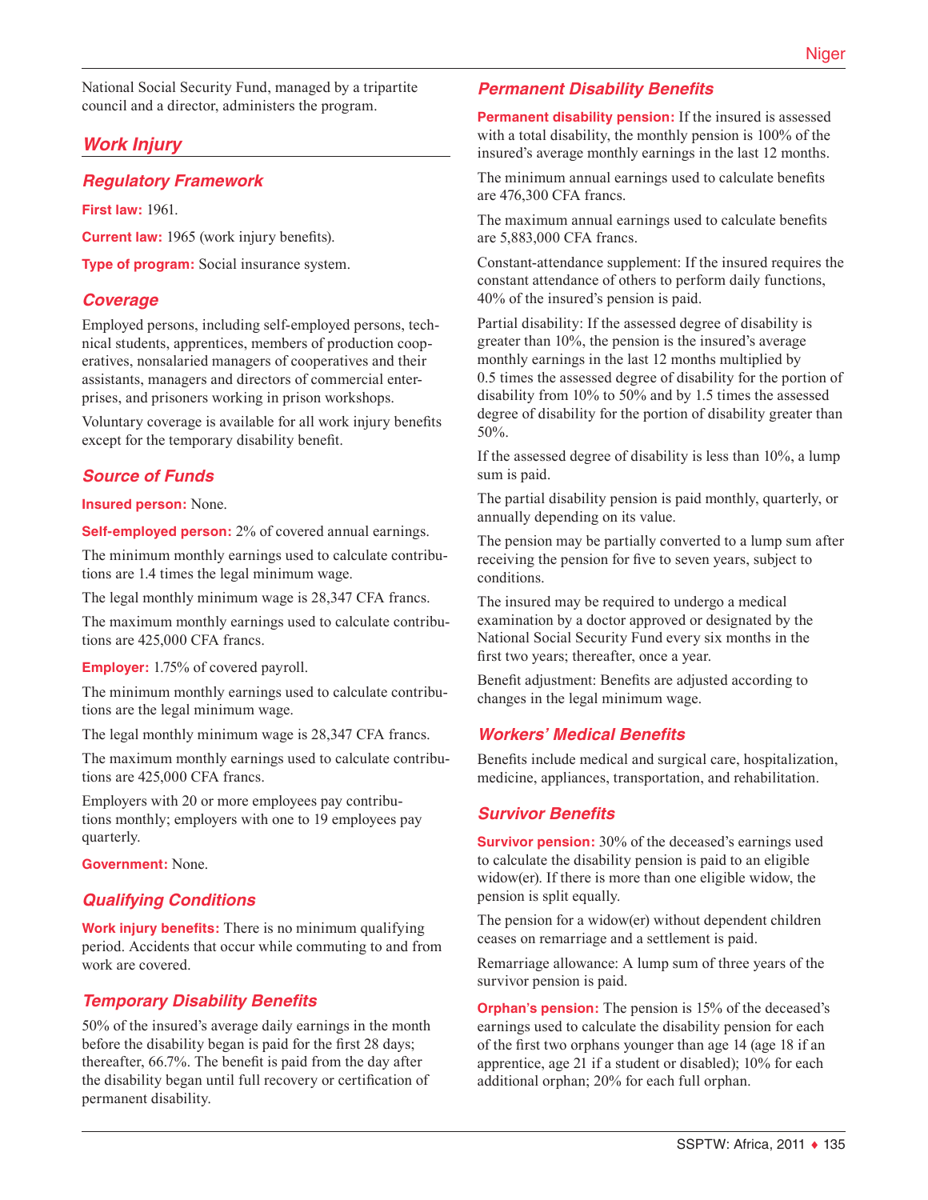National Social Security Fund, managed by a tripartite council and a director, administers the program.

## Work Injury

### Regulatory Framework

**First law:** 1961.

**Current law:** 1965 (work injury benefits).

**Type of program:** Social insurance system.

### Coverage

Employed persons, including self-employed persons, technical students, apprentices, members of production cooperatives, nonsalaried managers of cooperatives and their assistants, managers and directors of commercial enterprises, and prisoners working in prison workshops.

Voluntary coverage is available for all work injury benefits except for the temporary disability benefit.

### Source of Funds

**Insured person:** None.

**Self-employed person:** 2% of covered annual earnings.

The minimum monthly earnings used to calculate contributions are 1.4 times the legal minimum wage.

The legal monthly minimum wage is 28,347 CFA francs.

The maximum monthly earnings used to calculate contributions are 425,000 CFA francs.

**Employer:** 1.75% of covered payroll.

The minimum monthly earnings used to calculate contributions are the legal minimum wage.

The legal monthly minimum wage is 28,347 CFA francs.

The maximum monthly earnings used to calculate contributions are 425,000 CFA francs.

Employers with 20 or more employees pay contributions monthly; employers with one to 19 employees pay quarterly.

**Government:** None.

### Qualifying Conditions

**Work injury benefits:** There is no minimum qualifying period. Accidents that occur while commuting to and from work are covered.

### Temporary Disability Benefits

50% of the insured's average daily earnings in the month before the disability began is paid for the first 28 days; thereafter, 66.7%. The benefit is paid from the day after the disability began until full recovery or certification of permanent disability.

### Permanent Disability Benefits

**Permanent disability pension:** If the insured is assessed with a total disability, the monthly pension is 100% of the insured's average monthly earnings in the last 12 months.

The minimum annual earnings used to calculate benefits are 476,300 CFA francs.

The maximum annual earnings used to calculate benefits are 5,883,000 CFA francs.

Constant-attendance supplement: If the insured requires the constant attendance of others to perform daily functions, 40% of the insured's pension is paid.

Partial disability: If the assessed degree of disability is greater than 10%, the pension is the insured's average monthly earnings in the last 12 months multiplied by 0.5 times the assessed degree of disability for the portion of disability from 10% to 50% and by 1.5 times the assessed degree of disability for the portion of disability greater than 50%.

If the assessed degree of disability is less than 10%, a lump sum is paid.

The partial disability pension is paid monthly, quarterly, or annually depending on its value.

The pension may be partially converted to a lump sum after receiving the pension for five to seven years, subject to conditions.

The insured may be required to undergo a medical examination by a doctor approved or designated by the National Social Security Fund every six months in the first two years; thereafter, once a year.

Benefit adjustment: Benefits are adjusted according to changes in the legal minimum wage.

### Workers' Medical Benefits

Benefits include medical and surgical care, hospitalization, medicine, appliances, transportation, and rehabilitation.

### Survivor Benefits

**Survivor pension:** 30% of the deceased's earnings used to calculate the disability pension is paid to an eligible widow(er). If there is more than one eligible widow, the pension is split equally.

The pension for a widow(er) without dependent children ceases on remarriage and a settlement is paid.

Remarriage allowance: A lump sum of three years of the survivor pension is paid.

**Orphan's pension:** The pension is 15% of the deceased's earnings used to calculate the disability pension for each of the first two orphans younger than age 14 (age 18 if an apprentice, age 21 if a student or disabled); 10% for each additional orphan; 20% for each full orphan.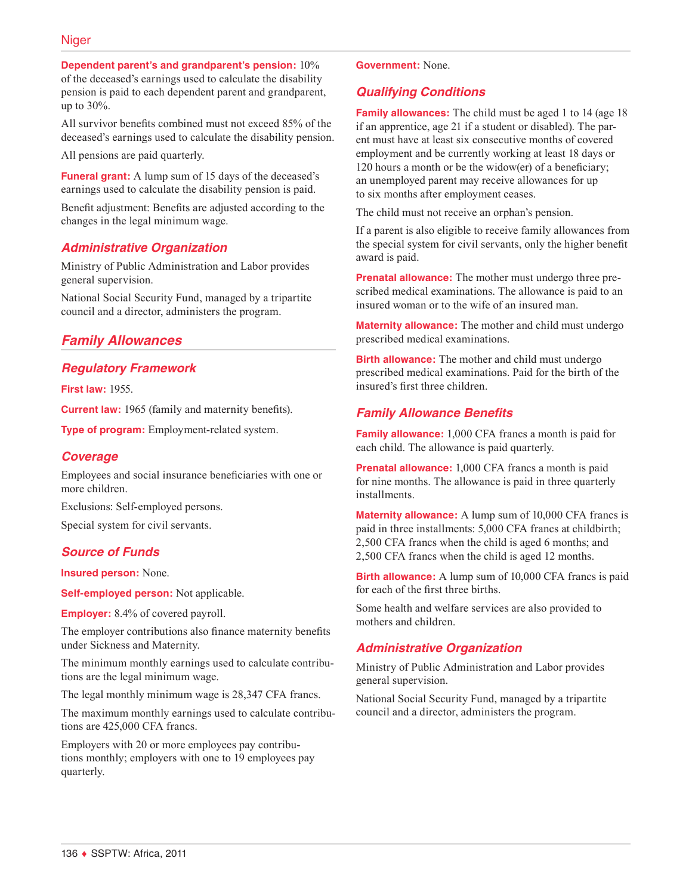**Dependent parent's and grandparent's pension:** 10% of the deceased's earnings used to calculate the disability pension is paid to each dependent parent and grandparent, up to 30%.

All survivor benefits combined must not exceed 85% of the deceased's earnings used to calculate the disability pension.

All pensions are paid quarterly.

**Funeral grant:** A lump sum of 15 days of the deceased's earnings used to calculate the disability pension is paid.

Benefit adjustment: Benefits are adjusted according to the changes in the legal minimum wage.

### Administrative Organization

Ministry of Public Administration and Labor provides general supervision.

National Social Security Fund, managed by a tripartite council and a director, administers the program.

## Family Allowances

### Regulatory Framework

**First law:** 1955.

**Current law:** 1965 (family and maternity benefits).

**Type of program:** Employment-related system.

### Coverage

Employees and social insurance beneficiaries with one or more children.

Exclusions: Self-employed persons.

Special system for civil servants.

### Source of Funds

**Insured person:** None.

**Self-employed person:** Not applicable.

**Employer:** 8.4% of covered payroll.

The employer contributions also finance maternity benefits under Sickness and Maternity.

The minimum monthly earnings used to calculate contributions are the legal minimum wage.

The legal monthly minimum wage is 28,347 CFA francs.

The maximum monthly earnings used to calculate contributions are 425,000 CFA francs.

Employers with 20 or more employees pay contributions monthly; employers with one to 19 employees pay quarterly.

**Government:** None.

### Qualifying Conditions

**Family allowances:** The child must be aged 1 to 14 (age 18 if an apprentice, age 21 if a student or disabled). The parent must have at least six consecutive months of covered employment and be currently working at least 18 days or 120 hours a month or be the widow(er) of a beneficiary; an unemployed parent may receive allowances for up to six months after employment ceases.

The child must not receive an orphan's pension.

If a parent is also eligible to receive family allowances from the special system for civil servants, only the higher benefit award is paid.

**Prenatal allowance:** The mother must undergo three prescribed medical examinations. The allowance is paid to an insured woman or to the wife of an insured man.

**Maternity allowance:** The mother and child must undergo prescribed medical examinations.

**Birth allowance:** The mother and child must undergo prescribed medical examinations. Paid for the birth of the insured's first three children.

### Family Allowance Benefits

**Family allowance:** 1,000 CFA francs a month is paid for each child. The allowance is paid quarterly.

**Prenatal allowance:** 1,000 CFA francs a month is paid for nine months. The allowance is paid in three quarterly installments.

**Maternity allowance:** A lump sum of 10,000 CFA francs is paid in three installments: 5,000 CFA francs at childbirth; 2,500 CFA francs when the child is aged 6 months; and 2,500 CFA francs when the child is aged 12 months.

**Birth allowance:** A lump sum of 10,000 CFA francs is paid for each of the first three births.

Some health and welfare services are also provided to mothers and children.

### Administrative Organization

Ministry of Public Administration and Labor provides general supervision.

National Social Security Fund, managed by a tripartite council and a director, administers the program.